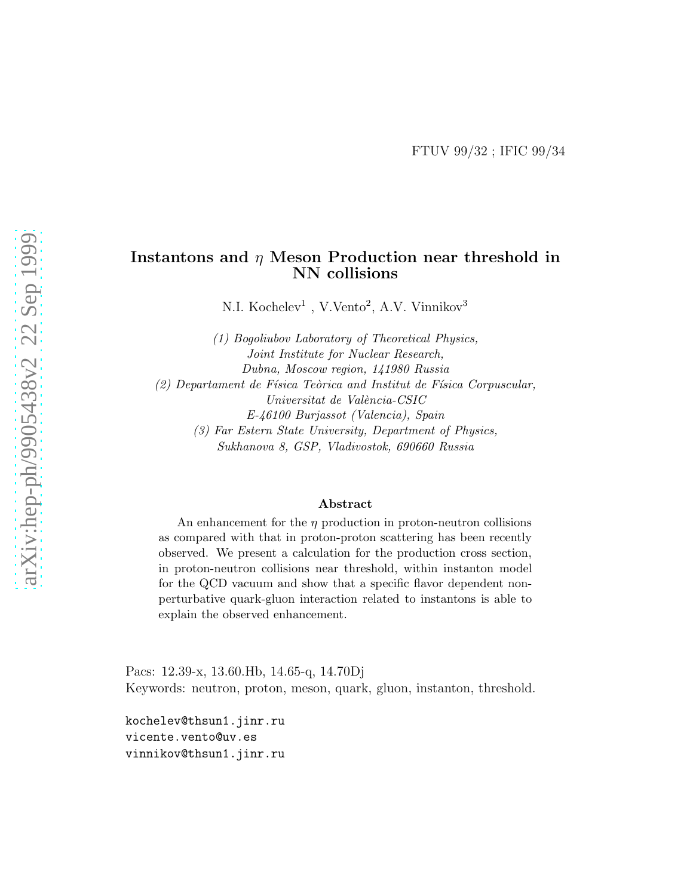FTUV 99/32 ; IFIC 99/34

# Instantons and $\eta$ Meson Production near threshold in NN collisions

N.I. Kochelev[1] , V.Vento[2], A.V. Vinnikov[3]

*(1) Bogoliubov Laboratory of Theoretical Physics,*
*Joint Institute for Nuclear Research,*
*Dubna, Moscow region, 141980 Russia*
*(2) Departament de Física Teòrica and Institut de Física Corpuscular,*
*Universitat de València-CSIC*
*E-46100 Burjassot (Valencia), Spain*
*(3) Far Estern State University, Department of Physics,*
*Sukhanova 8, GSP, Vladivostok, 690660 Russia*

## Abstract

An enhancement for the $\eta$ production in proton-neutron collisions as compared with that in proton-proton scattering has been recently observed. We present a calculation for the production cross section, in proton-neutron collisions near threshold, within instanton model for the QCD vacuum and show that a specific flavor dependent non-perturbative quark-gluon interaction related to instantons is able to explain the observed enhancement.

Pacs: 12.39-x, 13.60.Hb, 14.65-q, 14.70Dj
Keywords: neutron, proton, meson, quark, gluon, instanton, threshold.

```
kochelev@thsun1.jinr.ru
vicente.vento@uv.es
vinnikov@thsun1.jinr.ru
```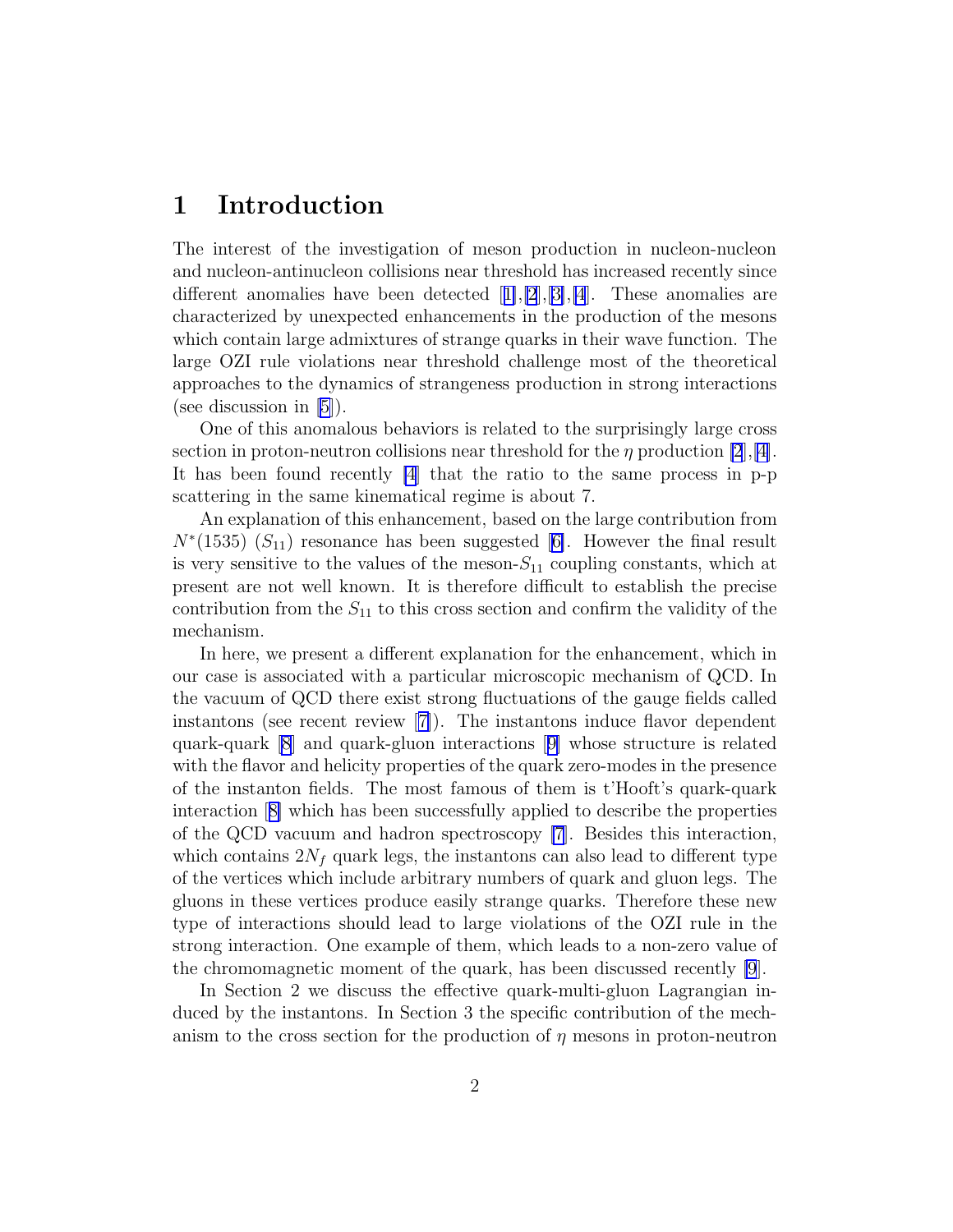# 1 Introduction

The interest of the investigation of meson production in nucleon-nucleon and nucleon-antinucleon collisions near threshold has increased recently since different anomalies have been detected [1],[2],[3],[4]. These anomalies are characterized by unexpected enhancements in the production of the mesons which contain large admixtures of strange quarks in their wave function. The large OZI rule violations near threshold challenge most of the theoretical approaches to the dynamics of strangeness production in strong interactions (see discussion in [5]).

One of this anomalous behaviors is related to the surprisingly large cross section in proton-neutron collisions near threshold for the $\eta$ production [2],[4]. It has been found recently [4] that the ratio to the same process in p-p scattering in the same kinematical regime is about 7.

An explanation of this enhancement, based on the large contribution from $N^*(1535)$ ($S_{11}$) resonance has been suggested [6]. However the final result is very sensitive to the values of the meson-$S_{11}$ coupling constants, which at present are not well known. It is therefore difficult to establish the precise contribution from the $S_{11}$ to this cross section and confirm the validity of the mechanism.

In here, we present a different explanation for the enhancement, which in our case is associated with a particular microscopic mechanism of QCD. In the vacuum of QCD there exist strong fluctuations of the gauge fields called instantons (see recent review [7]). The instantons induce flavor dependent quark-quark [8] and quark-gluon interactions [9] whose structure is related with the flavor and helicity properties of the quark zero-modes in the presence of the instanton fields. The most famous of them is t'Hooft's quark-quark interaction [8] which has been successfully applied to describe the properties of the QCD vacuum and hadron spectroscopy [7]. Besides this interaction, which contains $2N_f$ quark legs, the instantons can also lead to different type of the vertices which include arbitrary numbers of quark and gluon legs. The gluons in these vertices produce easily strange quarks. Therefore these new type of interactions should lead to large violations of the OZI rule in the strong interaction. One example of them, which leads to a non-zero value of the chromomagnetic moment of the quark, has been discussed recently [9].

In Section 2 we discuss the effective quark-multi-gluon Lagrangian induced by the instantons. In Section 3 the specific contribution of the mechanism to the cross section for the production of $\eta$ mesons in proton-neutron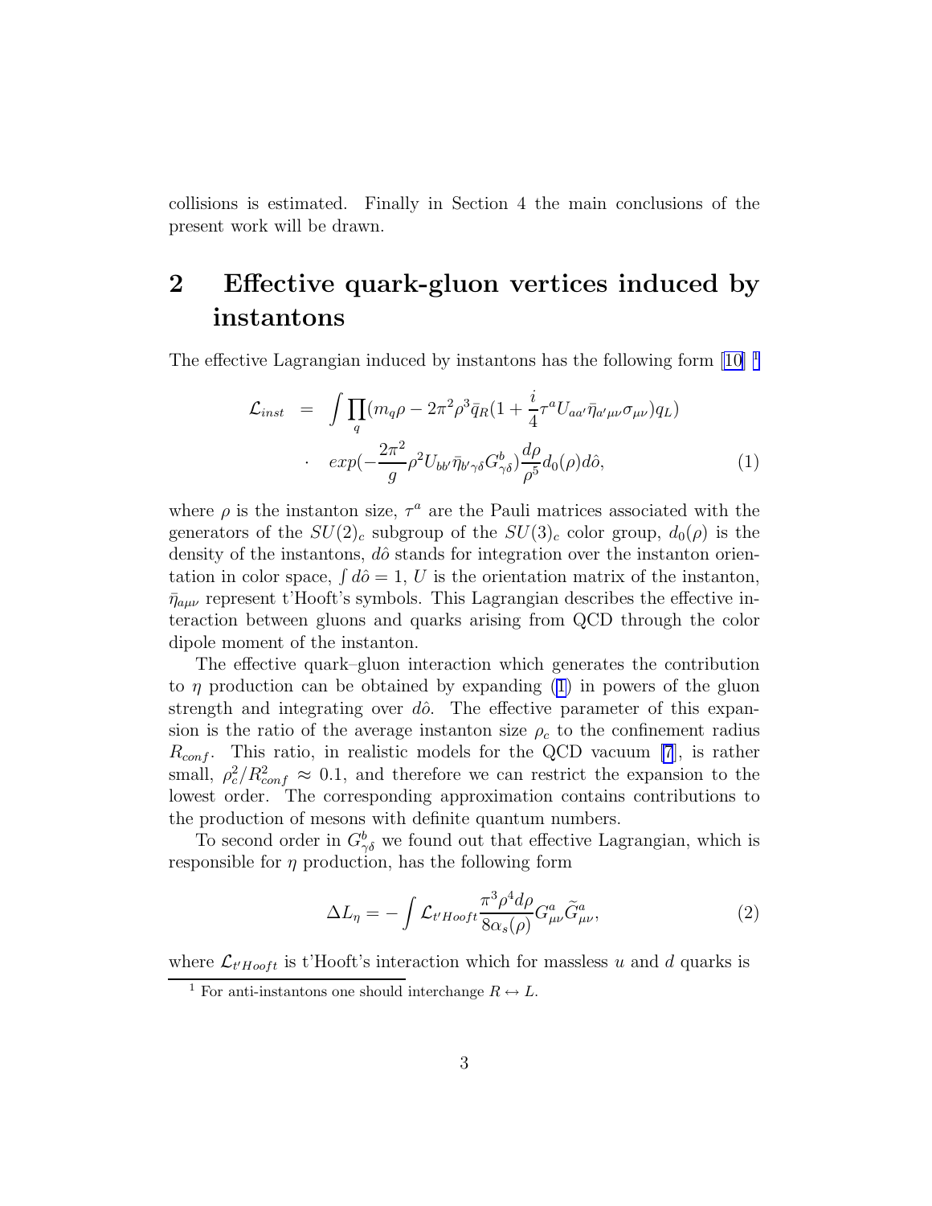collisions is estimated. Finally in Section 4 the main conclusions of the present work will be drawn.

## 2 Effective quark-gluon vertices induced by instantons

The effective Lagrangian induced by instantons has the following form [10] [1]

$$
\begin{aligned}
\mathcal{L}_{inst} &= \int \prod_q (m_q\rho - 2\pi^2\rho^3\bar{q}_R(1+\frac{i}{4}\tau^a U_{aa'}\bar{\eta}_{a'\mu\nu}\sigma_{\mu\nu})q_L) \\
&\cdot \quad exp(-\frac{2\pi^2}{g}\rho^2 U_{bb'}\bar{\eta}_{b'\gamma\delta}G^b_{\gamma\delta})\frac{d\rho}{\rho^5}d_0(\rho)d\hat{o}, \qquad (1)
\end{aligned}
$$

where $\rho$ is the instanton size, $\tau^a$ are the Pauli matrices associated with the generators of the $SU(2)_c$ subgroup of the $SU(3)_c$ color group, $d_0(\rho)$ is the density of the instantons, $d\hat{o}$ stands for integration over the instanton orientation in color space, $\int d\hat{o} = 1$, $U$ is the orientation matrix of the instanton, $\bar{\eta}_{a\mu\nu}$ represent t'Hooft's symbols. This Lagrangian describes the effective interaction between gluons and quarks arising from QCD through the color dipole moment of the instanton.

The effective quark–gluon interaction which generates the contribution to $\eta$ production can be obtained by expanding (1) in powers of the gluon strength and integrating over $d\hat{o}$. The effective parameter of this expansion is the ratio of the average instanton size $\rho_c$ to the confinement radius $R_{conf}$. This ratio, in realistic models for the QCD vacuum [7], is rather small, $\rho_c^2/R_{conf}^2 \approx 0.1$, and therefore we can restrict the expansion to the lowest order. The corresponding approximation contains contributions to the production of mesons with definite quantum numbers.

To second order in $G^b_{\gamma\delta}$ we found out that effective Lagrangian, which is responsible for $\eta$ production, has the following form

$$
\Delta L_\eta = -\int \mathcal{L}_{t'Hooft}\frac{\pi^3\rho^4 d\rho}{8\alpha_s(\rho)}G^a_{\mu\nu}\widetilde{G}^a_{\mu\nu}, \qquad (2)
$$

where $\mathcal{L}_{t'Hooft}$ is t'Hooft's interaction which for massless $u$ and $d$ quarks is

[1] For anti-instantons one should interchange $R \leftrightarrow L$.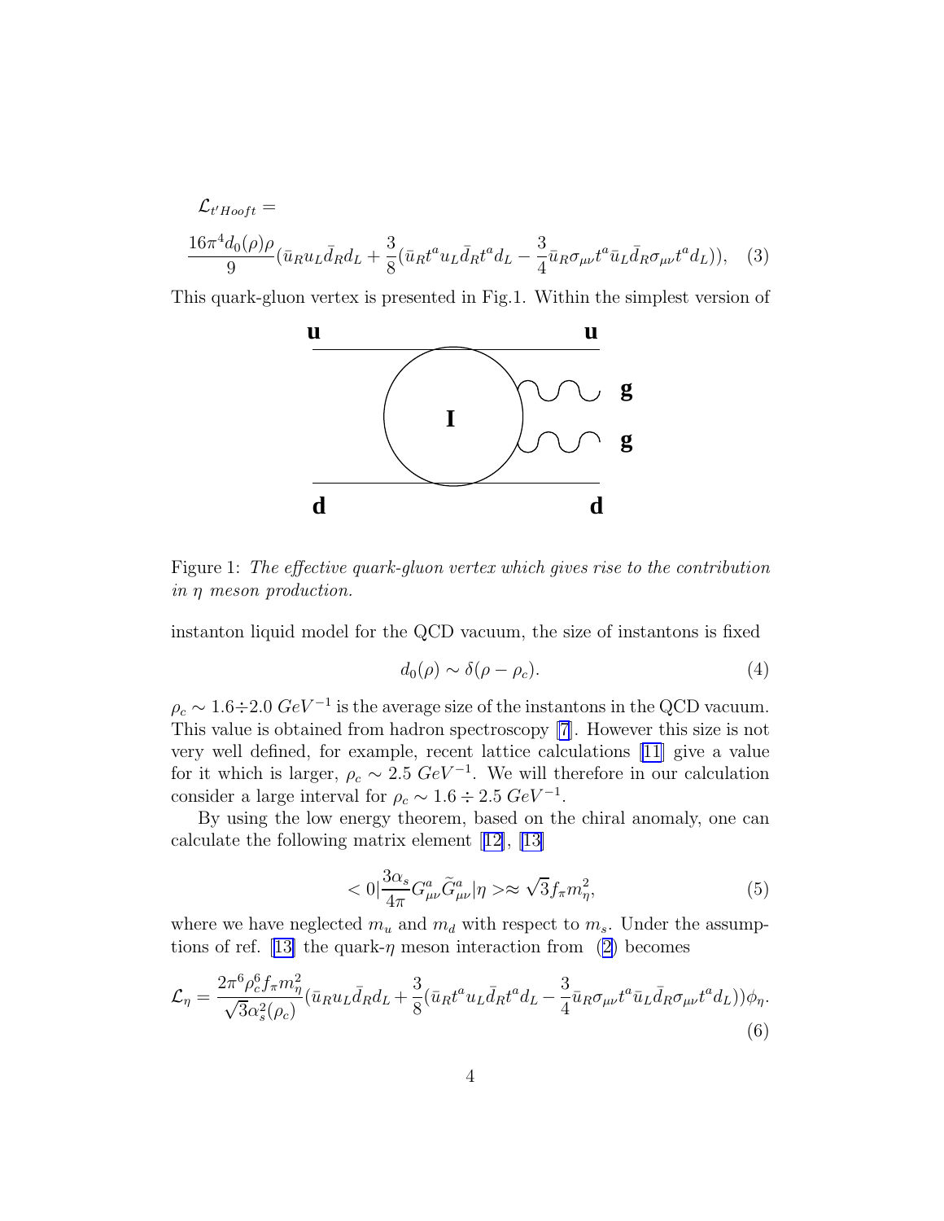$$\mathcal{L}_{t'Hooft} =$$

$$\frac{16\pi^4 d_0(\rho)\rho}{9}(\bar{u}_R u_L \bar{d}_R d_L + \frac{3}{8}(\bar{u}_R t^a u_L \bar{d}_R t^a d_L - \frac{3}{4}\bar{u}_R \sigma_{\mu\nu} t^a \bar{u}_L \bar{d}_R \sigma_{\mu\nu} t^a d_L)), \quad (3)$$

This quark-gluon vertex is presented in Fig.1. Within the simplest version of

Figure 1: *The effective quark-gluon vertex which gives rise to the contribution in $\eta$ meson production.*

instanton liquid model for the QCD vacuum, the size of instantons is fixed

$$d_0(\rho) \sim \delta(\rho - \rho_c). \quad (4)$$

$\rho_c \sim 1.6 \div 2.0 \ GeV^{-1}$ is the average size of the instantons in the QCD vacuum. This value is obtained from hadron spectroscopy [7]. However this size is not very well defined, for example, recent lattice calculations [11] give a value for it which is larger, $\rho_c \sim 2.5 \ GeV^{-1}$. We will therefore in our calculation consider a large interval for $\rho_c \sim 1.6 \div 2.5 \ GeV^{-1}$.

By using the low energy theorem, based on the chiral anomaly, one can calculate the following matrix element [12], [13]

$$< 0|\frac{3\alpha_s}{4\pi} G^a_{\mu\nu} \widetilde{G}^a_{\mu\nu}|\eta > \approx \sqrt{3} f_\pi m_\eta^2, \quad (5)$$

where we have neglected $m_u$ and $m_d$ with respect to $m_s$. Under the assumptions of ref. [13] the quark-$\eta$ meson interaction from (2) becomes

$$\mathcal{L}_\eta = \frac{2\pi^6 \rho_c^6 f_\pi m_\eta^2}{\sqrt{3}\alpha_s^2(\rho_c)}(\bar{u}_R u_L \bar{d}_R d_L + \frac{3}{8}(\bar{u}_R t^a u_L \bar{d}_R t^a d_L - \frac{3}{4}\bar{u}_R \sigma_{\mu\nu} t^a \bar{u}_L \bar{d}_R \sigma_{\mu\nu} t^a d_L))\phi_\eta. \quad (6)$$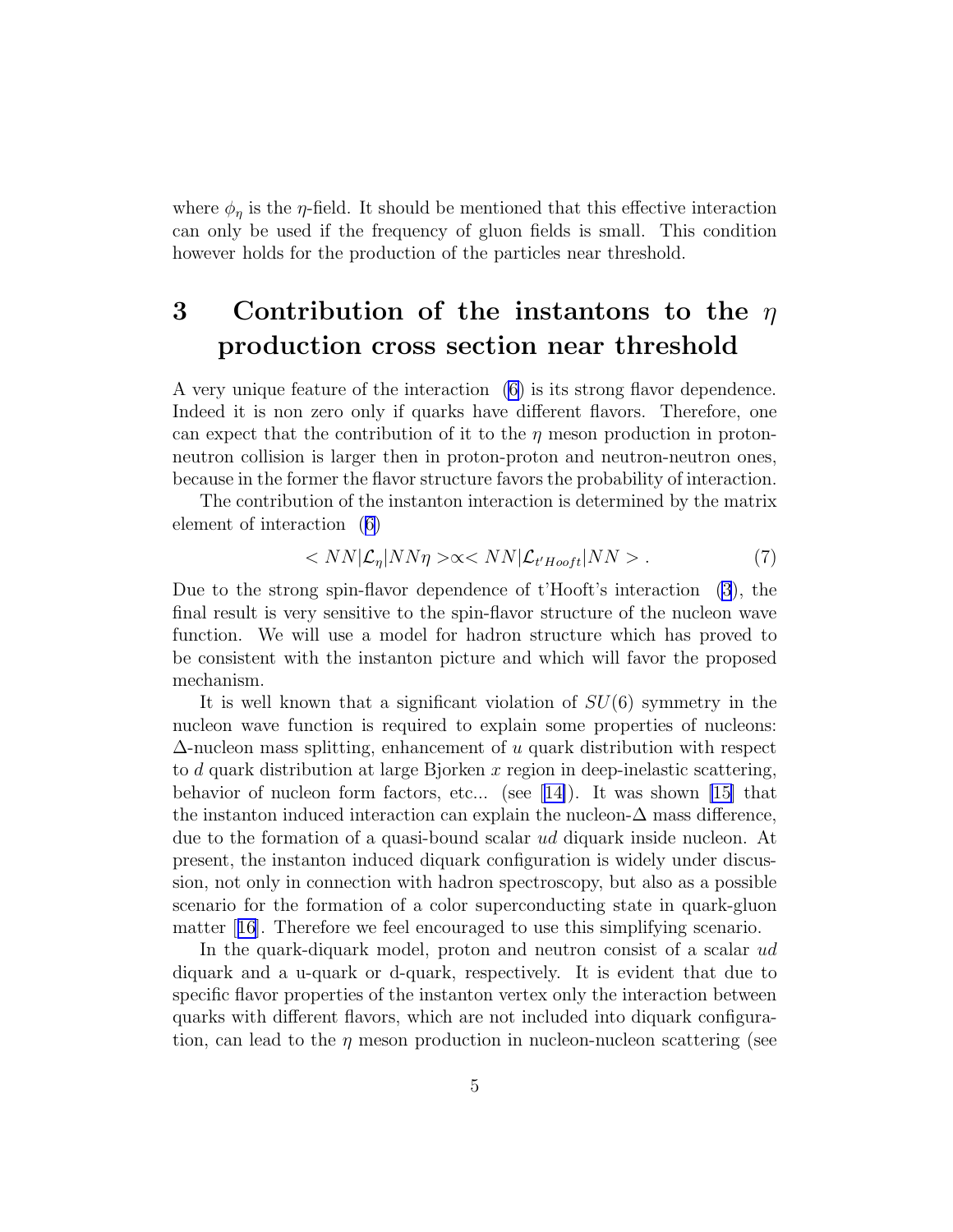where $\phi_\eta$ is the $\eta$-field. It should be mentioned that this effective interaction can only be used if the frequency of gluon fields is small. This condition however holds for the production of the particles near threshold.

## 3 Contribution of the instantons to the $\eta$ production cross section near threshold

A very unique feature of the interaction (6) is its strong flavor dependence. Indeed it is non zero only if quarks have different flavors. Therefore, one can expect that the contribution of it to the $\eta$ meson production in proton-neutron collision is larger then in proton-proton and neutron-neutron ones, because in the former the flavor structure favors the probability of interaction.

The contribution of the instanton interaction is determined by the matrix element of interaction (6)

$$< NN|\mathcal{L}_\eta|NN\eta > \propto < NN|\mathcal{L}_{t'Hooft}|NN > . \tag{7}$$

Due to the strong spin-flavor dependence of t'Hooft's interaction (3), the final result is very sensitive to the spin-flavor structure of the nucleon wave function. We will use a model for hadron structure which has proved to be consistent with the instanton picture and which will favor the proposed mechanism.

It is well known that a significant violation of $SU(6)$ symmetry in the nucleon wave function is required to explain some properties of nucleons: $\Delta$-nucleon mass splitting, enhancement of $u$ quark distribution with respect to $d$ quark distribution at large Bjorken $x$ region in deep-inelastic scattering, behavior of nucleon form factors, etc... (see [14]). It was shown [15] that the instanton induced interaction can explain the nucleon-$\Delta$ mass difference, due to the formation of a quasi-bound scalar $ud$ diquark inside nucleon. At present, the instanton induced diquark configuration is widely under discussion, not only in connection with hadron spectroscopy, but also as a possible scenario for the formation of a color superconducting state in quark-gluon matter [16]. Therefore we feel encouraged to use this simplifying scenario.

In the quark-diquark model, proton and neutron consist of a scalar $ud$ diquark and a u-quark or d-quark, respectively. It is evident that due to specific flavor properties of the instanton vertex only the interaction between quarks with different flavors, which are not included into diquark configuration, can lead to the $\eta$ meson production in nucleon-nucleon scattering (see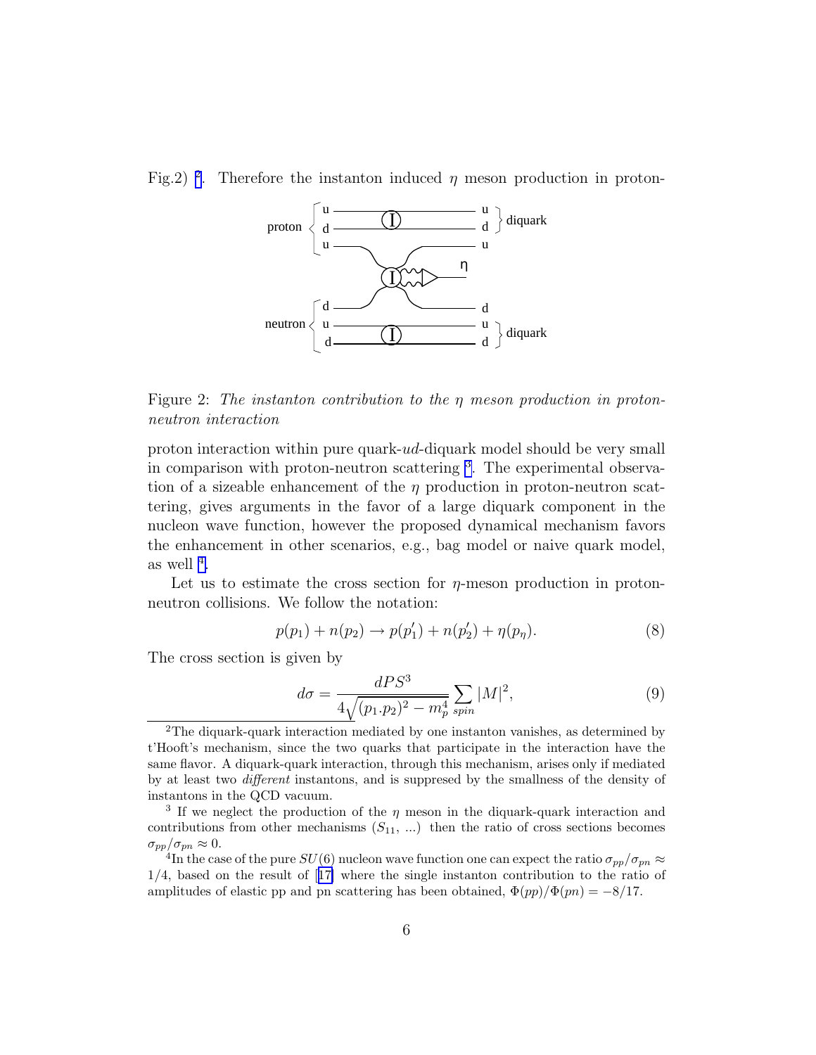Fig.2) [2]. Therefore the instanton induced $\eta$ meson production in proton-

Figure 2: *The instanton contribution to the $\eta$ meson production in proton-neutron interaction*

proton interaction within pure quark-$ud$-diquark model should be very small in comparison with proton-neutron scattering [3]. The experimental observation of a sizeable enhancement of the $\eta$ production in proton-neutron scattering, gives arguments in the favor of a large diquark component in the nucleon wave function, however the proposed dynamical mechanism favors the enhancement in other scenarios, e.g., bag model or naive quark model, as well [4].

Let us to estimate the cross section for $\eta$-meson production in proton-neutron collisions. We follow the notation:

$$p(p_1) + n(p_2) \rightarrow p(p_1') + n(p_2') + \eta(p_\eta). \tag{8}$$

The cross section is given by

$$d\sigma = \frac{dPS^3}{4\sqrt{(p_1.p_2)^2 - m_p^4}} \sum_{spin} |M|^2, \tag{9}$$

[2]The diquark-quark interaction mediated by one instanton vanishes, as determined by t'Hooft's mechanism, since the two quarks that participate in the interaction have the same flavor. A diquark-quark interaction, through this mechanism, arises only if mediated by at least two *different* instantons, and is suppresed by the smallness of the density of instantons in the QCD vacuum.

[3] If we neglect the production of the $\eta$ meson in the diquark-quark interaction and contributions from other mechanisms ($S_{11}$, ...) then the ratio of cross sections becomes $\sigma_{pp}/\sigma_{pn} \approx 0$.

[4]In the case of the pure $SU(6)$ nucleon wave function one can expect the ratio $\sigma_{pp}/\sigma_{pn} \approx 1/4$, based on the result of [17] where the single instanton contribution to the ratio of amplitudes of elastic pp and pn scattering has been obtained, $\Phi(pp)/\Phi(pn) = -8/17$.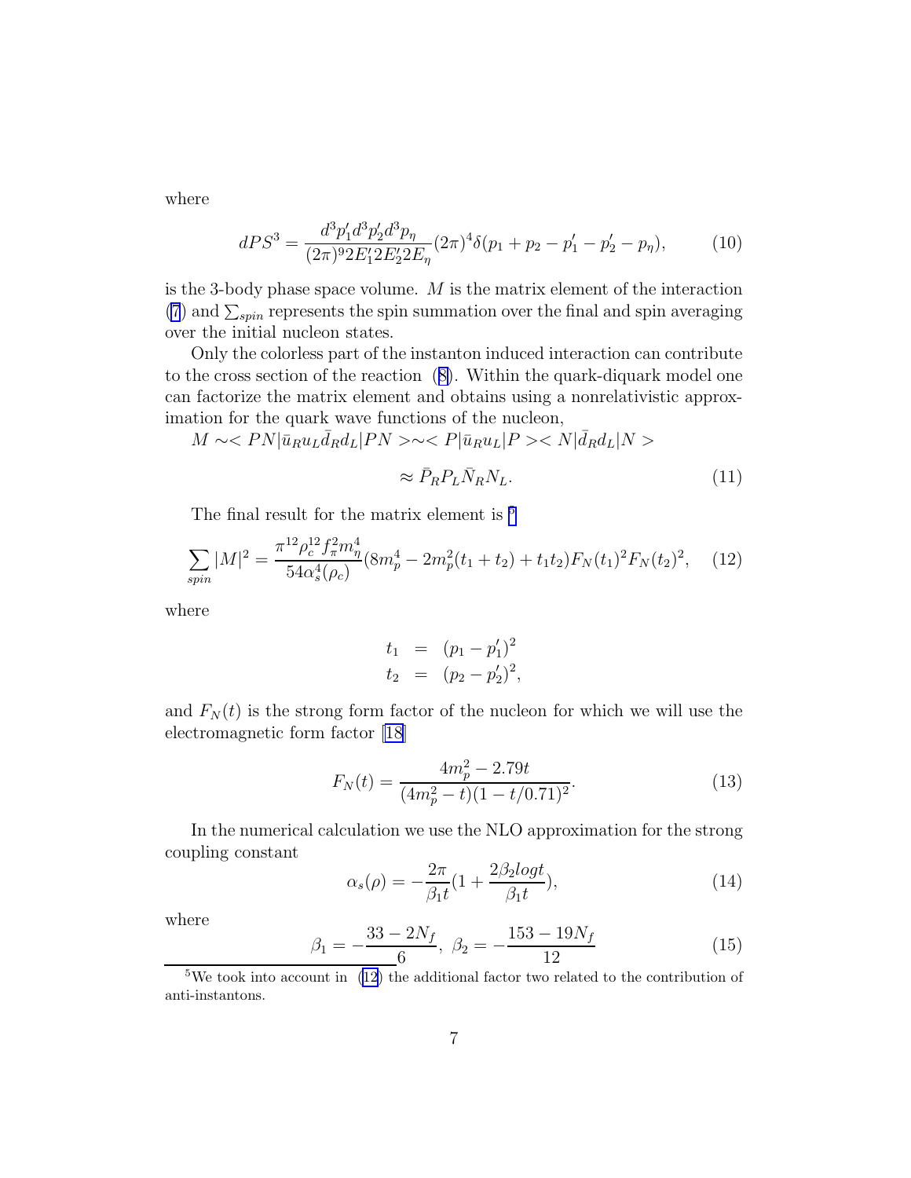where

$$dPS^3 = \frac{d^3p'_1 d^3p'_2 d^3p_\eta}{(2\pi)^9 2E'_1 2E'_2 2E_\eta}(2\pi)^4\delta(p_1 + p_2 - p'_1 - p'_2 - p_\eta), \tag{10}$$

is the 3-body phase space volume. $M$ is the matrix element of the interaction (7) and $\sum_{spin}$ represents the spin summation over the final and spin averaging over the initial nucleon states.

Only the colorless part of the instanton induced interaction can contribute to the cross section of the reaction (8). Within the quark-diquark model one can factorize the matrix element and obtains using a nonrelativistic approximation for the quark wave functions of the nucleon,

$$M \sim < PN|\bar{u}_R u_L \bar{d}_R d_L|PN > \sim < P|\bar{u}_R u_L|P >< N|\bar{d}_R d_L|N >$$

$$\approx \bar{P}_R P_L \bar{N}_R N_L. \tag{11}$$

The final result for the matrix element is [5]

$$\sum_{spin}|M|^2 = \frac{\pi^{12}\rho_c^{12} f_\pi^2 m_\eta^4}{54\alpha_s^4(\rho_c)}(8m_p^4 - 2m_p^2(t_1 + t_2) + t_1 t_2)F_N(t_1)^2 F_N(t_2)^2, \tag{12}$$

where

$$\begin{aligned} t_1 &= (p_1 - p'_1)^2 \\ t_2 &= (p_2 - p'_2)^2, \end{aligned}$$

and $F_N(t)$ is the strong form factor of the nucleon for which we will use the electromagnetic form factor [18]

$$F_N(t) = \frac{4m_p^2 - 2.79t}{(4m_p^2 - t)(1 - t/0.71)^2}. \tag{13}$$

In the numerical calculation we use the NLO approximation for the strong coupling constant

$$\alpha_s(\rho) = -\frac{2\pi}{\beta_1 t}(1 + \frac{2\beta_2 logt}{\beta_1 t}), \tag{14}$$

where

$$\beta_1 = -\frac{33 - 2N_f}{6},\ \beta_2 = -\frac{153 - 19N_f}{12} \tag{15}$$

[5] We took into account in (12) the additional factor two related to the contribution of anti-instantons.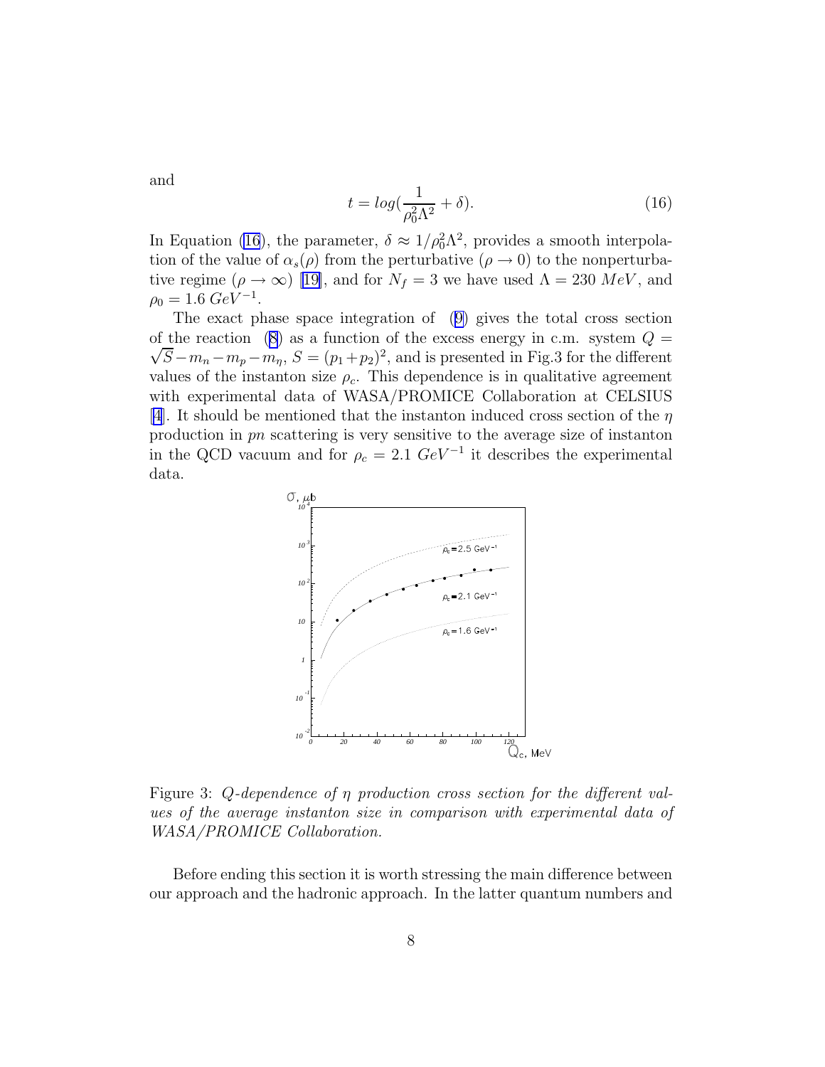and

$$t = log(\frac{1}{\rho_0^2\Lambda^2} + \delta). \tag{16}$$

In Equation (16), the parameter, $\delta \approx 1/\rho_0^2\Lambda^2$, provides a smooth interpolation of the value of $\alpha_s(\rho)$ from the perturbative ($\rho \to 0$) to the nonperturbative regime ($\rho \to \infty$) [19], and for $N_f = 3$ we have used $\Lambda = 230\ MeV$, and $\rho_0 = 1.6\ GeV^{-1}$.

The exact phase space integration of (9) gives the total cross section of the reaction (8) as a function of the excess energy in c.m. system $Q = \sqrt{S} - m_n - m_p - m_\eta$, $S = (p_1 + p_2)^2$, and is presented in Fig.3 for the different values of the instanton size $\rho_c$. This dependence is in qualitative agreement with experimental data of WASA/PROMICE Collaboration at CELSIUS [4]. It should be mentioned that the instanton induced cross section of the $\eta$ production in $pn$ scattering is very sensitive to the average size of instanton in the QCD vacuum and for $\rho_c = 2.1\ GeV^{-1}$ it describes the experimental data.

Figure 3: *Q-dependence of $\eta$ production cross section for the different values of the average instanton size in comparison with experimental data of WASA/PROMICE Collaboration.*

Before ending this section it is worth stressing the main difference between our approach and the hadronic approach. In the latter quantum numbers and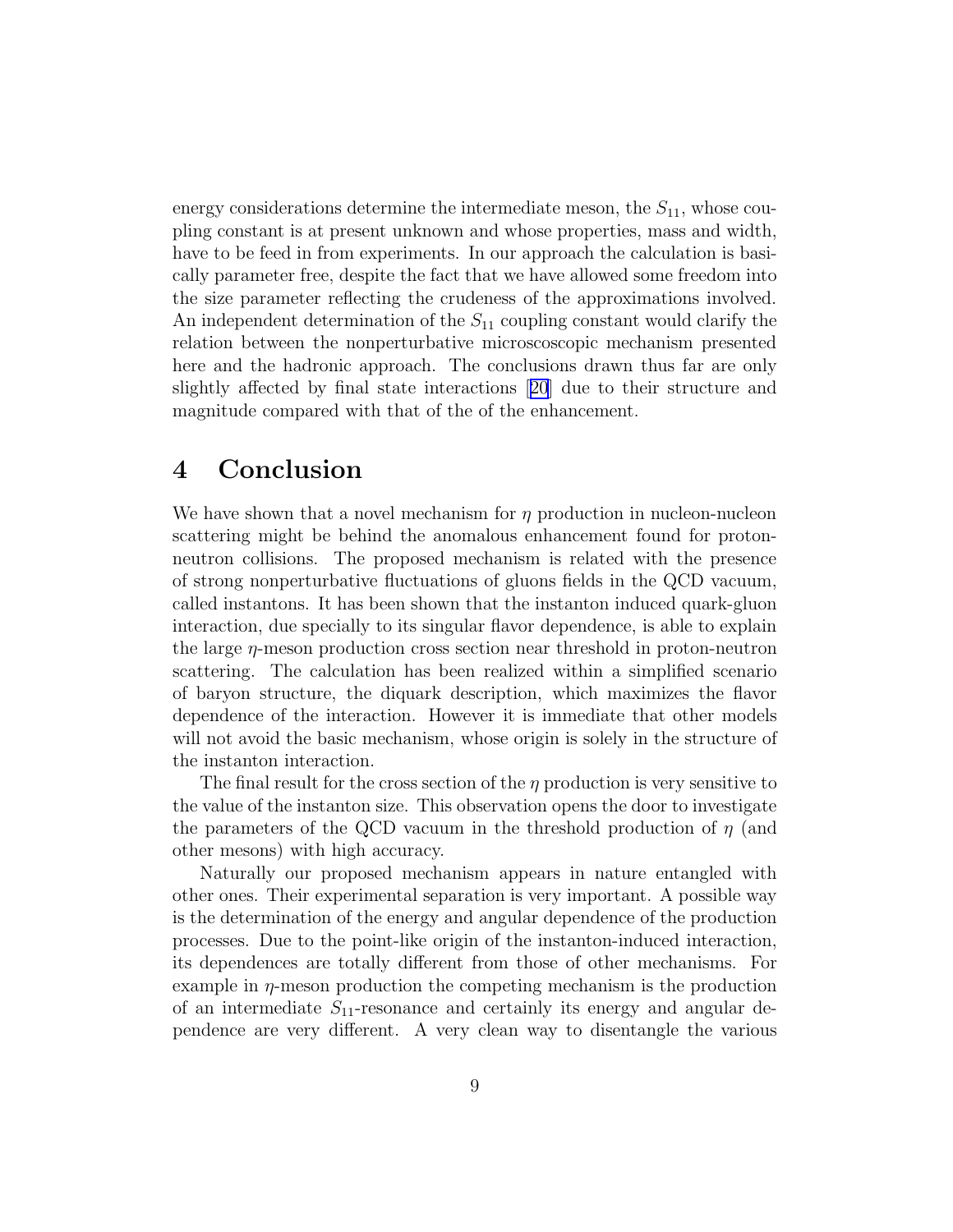energy considerations determine the intermediate meson, the $S_{11}$, whose coupling constant is at present unknown and whose properties, mass and width, have to be feed in from experiments. In our approach the calculation is basically parameter free, despite the fact that we have allowed some freedom into the size parameter reflecting the crudeness of the approximations involved. An independent determination of the $S_{11}$ coupling constant would clarify the relation between the nonperturbative microscoscopic mechanism presented here and the hadronic approach. The conclusions drawn thus far are only slightly affected by final state interactions [20] due to their structure and magnitude compared with that of the of the enhancement.

## 4 Conclusion

We have shown that a novel mechanism for $\eta$ production in nucleon-nucleon scattering might be behind the anomalous enhancement found for proton-neutron collisions. The proposed mechanism is related with the presence of strong nonperturbative fluctuations of gluons fields in the QCD vacuum, called instantons. It has been shown that the instanton induced quark-gluon interaction, due specially to its singular flavor dependence, is able to explain the large $\eta$-meson production cross section near threshold in proton-neutron scattering. The calculation has been realized within a simplified scenario of baryon structure, the diquark description, which maximizes the flavor dependence of the interaction. However it is immediate that other models will not avoid the basic mechanism, whose origin is solely in the structure of the instanton interaction.

The final result for the cross section of the $\eta$ production is very sensitive to the value of the instanton size. This observation opens the door to investigate the parameters of the QCD vacuum in the threshold production of $\eta$ (and other mesons) with high accuracy.

Naturally our proposed mechanism appears in nature entangled with other ones. Their experimental separation is very important. A possible way is the determination of the energy and angular dependence of the production processes. Due to the point-like origin of the instanton-induced interaction, its dependences are totally different from those of other mechanisms. For example in $\eta$-meson production the competing mechanism is the production of an intermediate $S_{11}$-resonance and certainly its energy and angular dependence are very different. A very clean way to disentangle the various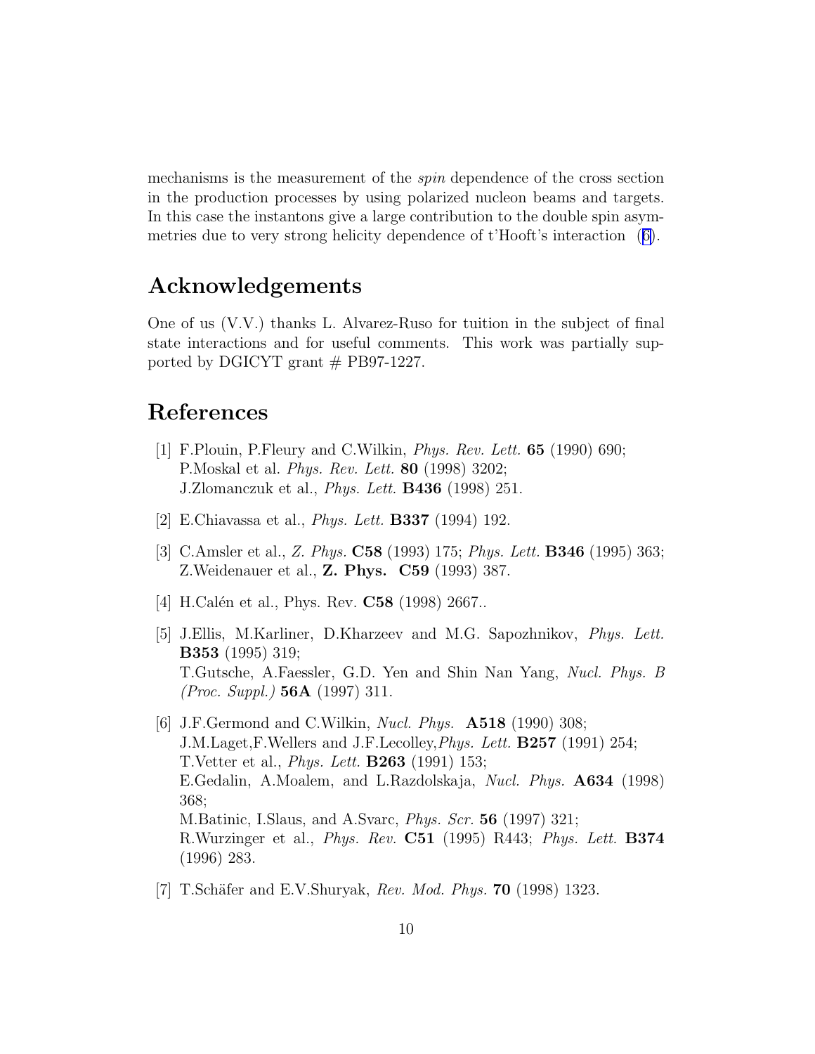mechanisms is the measurement of the *spin* dependence of the cross section in the production processes by using polarized nucleon beams and targets. In this case the instantons give a large contribution to the double spin asymmetries due to very strong helicity dependence of t'Hooft's interaction ([6]).

## Acknowledgements

One of us (V.V.) thanks L. Alvarez-Ruso for tuition in the subject of final state interactions and for useful comments. This work was partially supported by DGICYT grant # PB97-1227.

## References

[1] F.Plouin, P.Fleury and C.Wilkin, *Phys. Rev. Lett.* **65** (1990) 690;
P.Moskal et al. *Phys. Rev. Lett.* **80** (1998) 3202;
J.Zlomanczuk et al., *Phys. Lett.* **B436** (1998) 251.

[2] E.Chiavassa et al., *Phys. Lett.* **B337** (1994) 192.

[3] C.Amsler et al., *Z. Phys.* **C58** (1993) 175; *Phys. Lett.* **B346** (1995) 363;
Z.Weidenauer et al., **Z. Phys. C59** (1993) 387.

[4] H.Calén et al., Phys. Rev. **C58** (1998) 2667..

[5] J.Ellis, M.Karliner, D.Kharzeev and M.G. Sapozhnikov, *Phys. Lett.* **B353** (1995) 319;
T.Gutsche, A.Faessler, G.D. Yen and Shin Nan Yang, *Nucl. Phys. B (Proc. Suppl.)* **56A** (1997) 311.

[6] J.F.Germond and C.Wilkin, *Nucl. Phys.* **A518** (1990) 308;
J.M.Laget,F.Wellers and J.F.Lecolley,*Phys. Lett.* **B257** (1991) 254;
T.Vetter et al., *Phys. Lett.* **B263** (1991) 153;
E.Gedalin, A.Moalem, and L.Razdolskaja, *Nucl. Phys.* **A634** (1998) 368;
M.Batinic, I.Slaus, and A.Svarc, *Phys. Scr.* **56** (1997) 321;
R.Wurzinger et al., *Phys. Rev.* **C51** (1995) R443; *Phys. Lett.* **B374** (1996) 283.

[7] T.Schäfer and E.V.Shuryak, *Rev. Mod. Phys.* **70** (1998) 1323.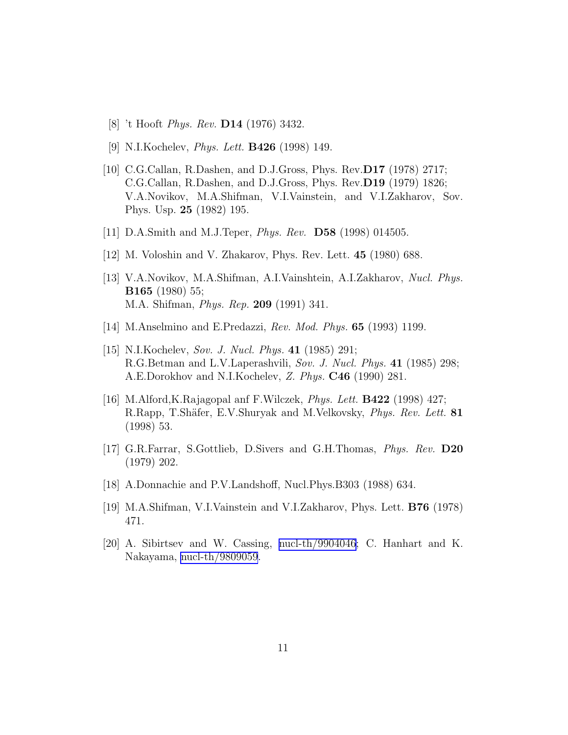[8] 't Hooft *Phys. Rev.* **D14** (1976) 3432.

[9] N.I.Kochelev, *Phys. Lett.* **B426** (1998) 149.

[10] C.G.Callan, R.Dashen, and D.J.Gross, Phys. Rev.**D17** (1978) 2717; C.G.Callan, R.Dashen, and D.J.Gross, Phys. Rev.**D19** (1979) 1826; V.A.Novikov, M.A.Shifman, V.I.Vainstein, and V.I.Zakharov, Sov. Phys. Usp. **25** (1982) 195.

[11] D.A.Smith and M.J.Teper, *Phys. Rev.* **D58** (1998) 014505.

[12] M. Voloshin and V. Zhakarov, Phys. Rev. Lett. **45** (1980) 688.

[13] V.A.Novikov, M.A.Shifman, A.I.Vainshtein, A.I.Zakharov, *Nucl. Phys.* **B165** (1980) 55; M.A. Shifman, *Phys. Rep.* **209** (1991) 341.

[14] M.Anselmino and E.Predazzi, *Rev. Mod. Phys.* **65** (1993) 1199.

[15] N.I.Kochelev, *Sov. J. Nucl. Phys.* **41** (1985) 291; R.G.Betman and L.V.Laperashvili, *Sov. J. Nucl. Phys.* **41** (1985) 298; A.E.Dorokhov and N.I.Kochelev, *Z. Phys.* **C46** (1990) 281.

[16] M.Alford,K.Rajagopal anf F.Wilczek, *Phys. Lett.* **B422** (1998) 427; R.Rapp, T.Shäfer, E.V.Shuryak and M.Velkovsky, *Phys. Rev. Lett.* **81** (1998) 53.

[17] G.R.Farrar, S.Gottlieb, D.Sivers and G.H.Thomas, *Phys. Rev.* **D20** (1979) 202.

[18] A.Donnachie and P.V.Landshoff, Nucl.Phys.B303 (1988) 634.

[19] M.A.Shifman, V.I.Vainstein and V.I.Zakharov, Phys. Lett. **B76** (1978) 471.

[20] A. Sibirtsev and W. Cassing, nucl-th/9904046; C. Hanhart and K. Nakayama, nucl-th/9809059.